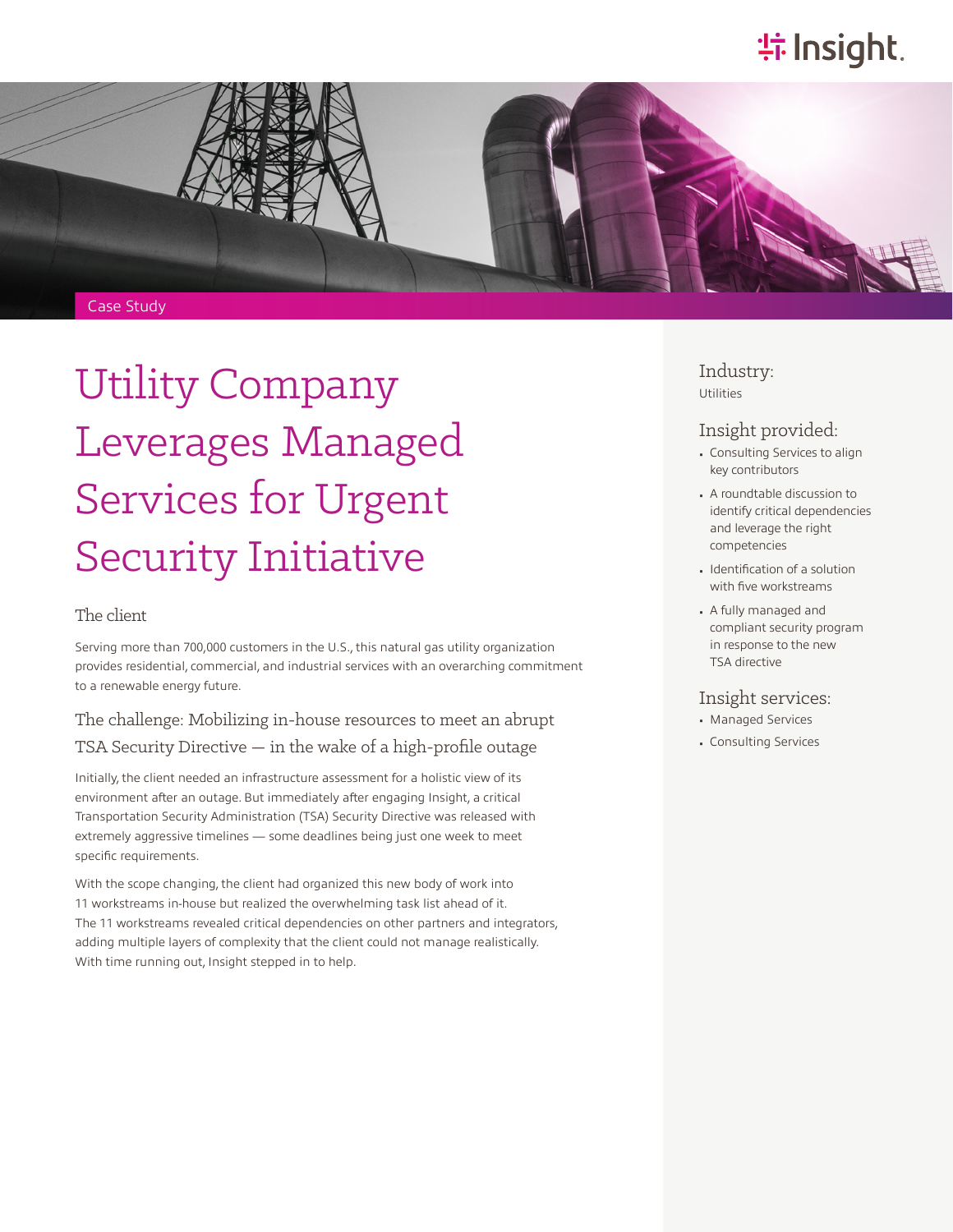Insight.

Case Study

# Utility Company Leverages Managed Services for Urgent Security Initiative

## The client

Serving more than 700,000 customers in the U.S., this natural gas utility organization provides residential, commercial, and industrial services with an overarching commitment to a renewable energy future.

## The challenge: Mobilizing in-house resources to meet an abrupt TSA Security Directive — in the wake of a high-profile outage

Initially, the client needed an infrastructure assessment for a holistic view of its environment after an outage. But immediately after engaging Insight, a critical Transportation Security Administration (TSA) Security Directive was released with extremely aggressive timelines — some deadlines being just one week to meet specific requirements.

With the scope changing, the client had organized this new body of work into 11 workstreams in-house but realized the overwhelming task list ahead of it. The 11 workstreams revealed critical dependencies on other partners and integrators, adding multiple layers of complexity that the client could not manage realistically. With time running out, Insight stepped in to help.

### Industry:

Utilities

### Insight provided:

- Consulting Services to align key contributors
- A roundtable discussion to identify critical dependencies and leverage the right competencies
- Identification of a solution with five workstreams
- A fully managed and compliant security program in response to the new TSA directive

### Insight services:

- Managed Services
- Consulting Services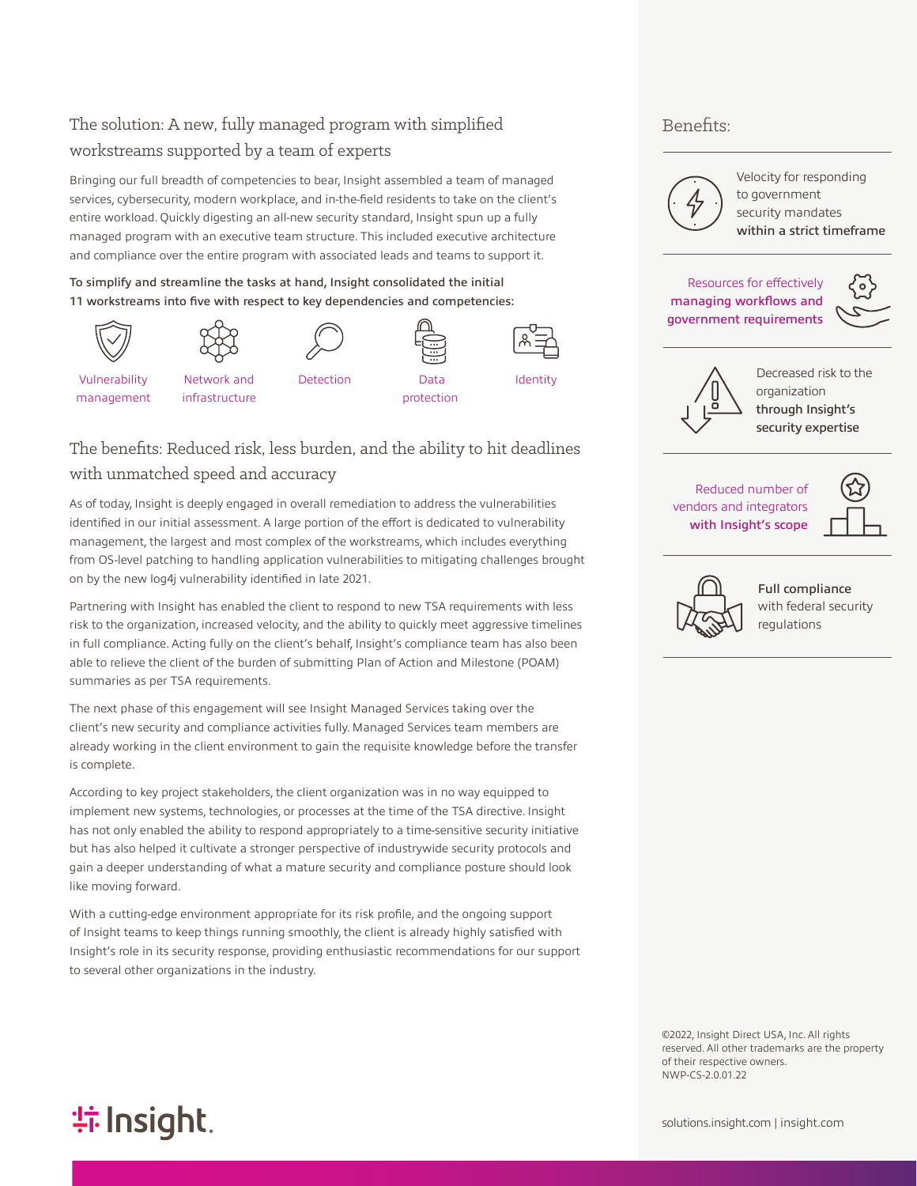## The solution: A new, fully managed program with simplified workstreams supported by a team of experts

Bringing our full breadth of competencies to bear, Insight assembled a team of managed services, cybersecurity, modern workplace, and in-the-field residents to take on the client's entire workload. Quickly digesting an all-new security standard, Insight spun up a fully managed program with an executive team structure. This included executive architecture and compliance over the entire program with associated leads and teams to support it.

**To simplify and streamline the tasks at hand, Insight consolidated the initial 11 workstreams into five with respect to key dependencies and competencies:**

- Vulnerability management
- Network and infrastructure
- Detection
- Data protection
- Identity

## The benefits: Reduced risk, less burden, and the ability to hit deadlines with unmatched speed and accuracy

As of today, Insight is deeply engaged in overall remediation to address the vulnerabilities identified in our initial assessment. A large portion of the effort is dedicated to vulnerability management, the largest and most complex of the workstreams, which includes everything from OS-level patching to handling application vulnerabilities to mitigating challenges brought on by the new log4j vulnerability identified in late 2021.

Partnering with Insight has enabled the client to respond to new TSA requirements with less risk to the organization, increased velocity, and the ability to quickly meet aggressive timelines in full compliance. Acting fully on the client's behalf, Insight's compliance team has also been able to relieve the client of the burden of submitting Plan of Action and Milestone (POAM) summaries as per TSA requirements.

The next phase of this engagement will see Insight Managed Services taking over the client's new security and compliance activities fully. Managed Services team members are already working in the client environment to gain the requisite knowledge before the transfer is complete.

According to key project stakeholders, the client organization was in no way equipped to implement new systems, technologies, or processes at the time of the TSA directive. Insight has not only enabled the ability to respond appropriately to a time-sensitive security initiative but has also helped it cultivate a stronger perspective of industrywide security protocols and gain a deeper understanding of what a mature security and compliance posture should look like moving forward.

With a cutting-edge environment appropriate for its risk profile, and the ongoing support of Insight teams to keep things running smoothly, the client is already highly satisfied with Insight's role in its security response, providing enthusiastic recommendations for our support to several other organizations in the industry.

## Benefits:

- Velocity for responding to government security mandates **within a strict timeframe**
- Resources for effectively **managing workflows and government requirements**
- Decreased risk to the organization **through Insight's security expertise**
- Reduced number of vendors and integrators **with Insight's scope**
- **Full compliance** with federal security regulations

©2022, Insight Direct USA, Inc. All rights reserved. All other trademarks are the property of their respective owners.
NWP-CS-2.0.01.22

Insight.

solutions.insight.com | insight.com